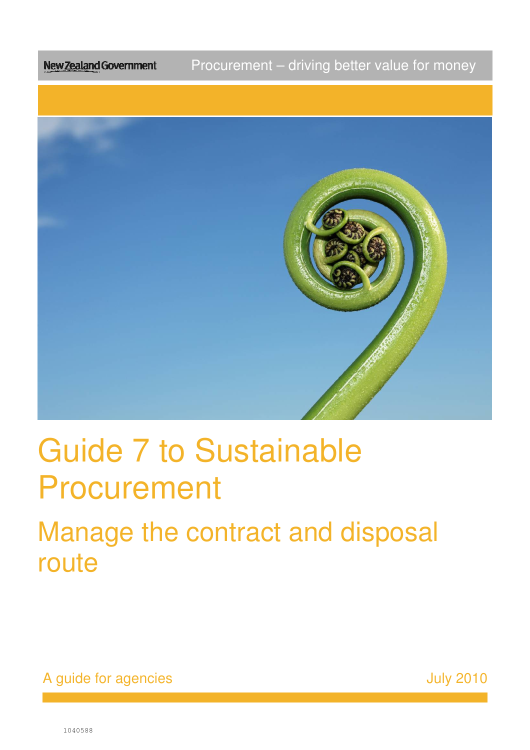New Zealand Government

Procurement – driving better value for money

# Guide 7 to Sustainable Procurement

## Manage the contract and disposal route

A guide for agencies

July 2010

1040588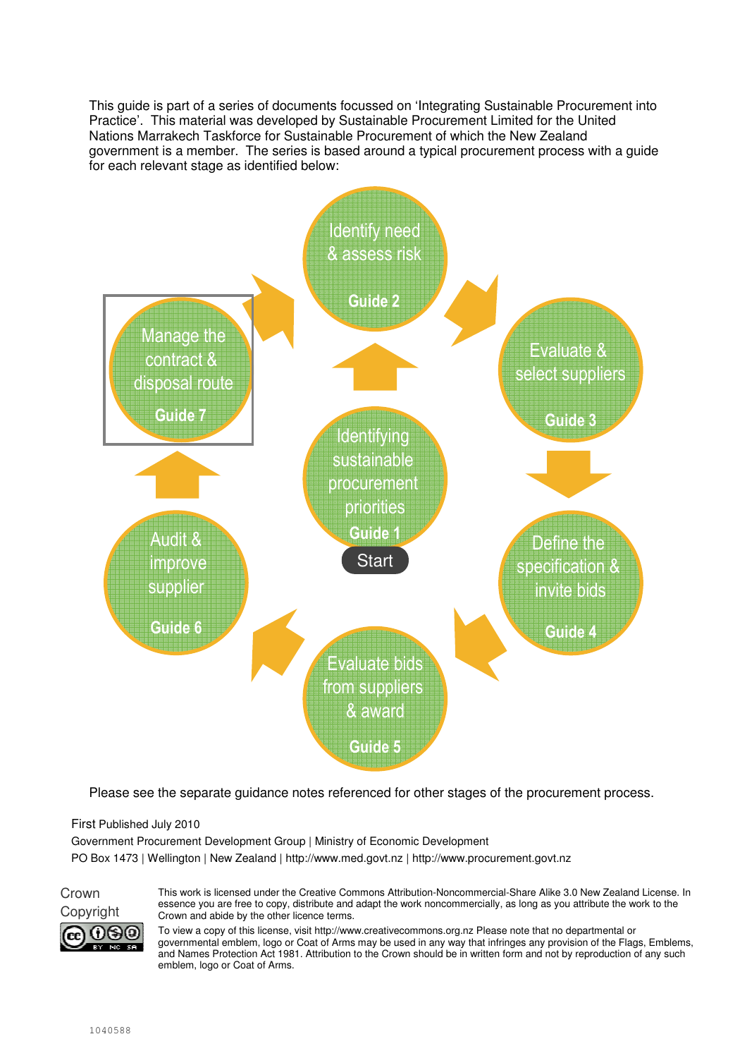This guide is part of a series of documents focussed on 'Integrating Sustainable Procurement into Practice'. This material was developed by Sustainable Procurement Limited for the United Nations Marrakech Taskforce for Sustainable Procurement of which the New Zealand government is a member. The series is based around a typical procurement process with a guide for each relevant stage as identified below:

- Identifying sustainable procurement priorities – Guide 1 (Start)
- Identify need & assess risk – Guide 2
- Evaluate & select suppliers – Guide 3
- Define the specification & invite bids – Guide 4
- Evaluate bids from suppliers & award – Guide 5
- Audit & improve supplier – Guide 6
- Manage the contract & disposal route – Guide 7

Please see the separate guidance notes referenced for other stages of the procurement process.

First Published July 2010

Government Procurement Development Group | Ministry of Economic Development

PO Box 1473 | Wellington | New Zealand | http://www.med.govt.nz | http://www.procurement.govt.nz

Crown Copyright

This work is licensed under the Creative Commons Attribution-Noncommercial-Share Alike 3.0 New Zealand License. In essence you are free to copy, distribute and adapt the work noncommercially, as long as you attribute the work to the Crown and abide by the other licence terms.

To view a copy of this license, visit http://www.creativecommons.org.nz Please note that no departmental or governmental emblem, logo or Coat of Arms may be used in any way that infringes any provision of the Flags, Emblems, and Names Protection Act 1981. Attribution to the Crown should be in written form and not by reproduction of any such emblem, logo or Coat of Arms.

1040588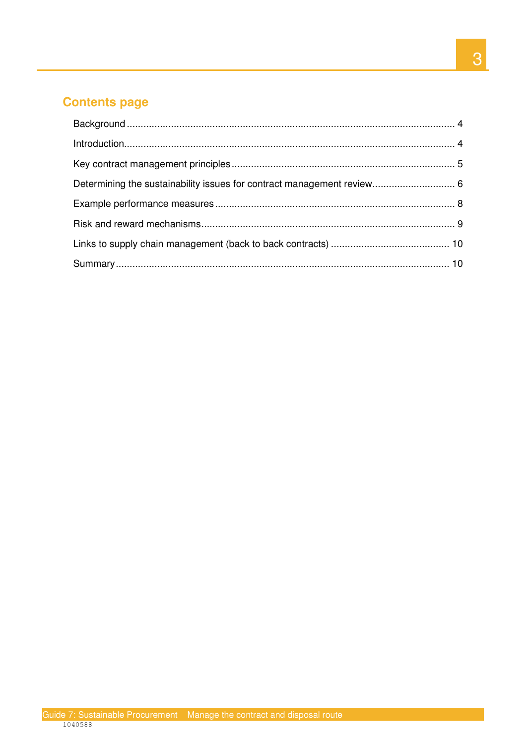## Contents page

- Background ..... 4
- Introduction ..... 4
- Key contract management principles ..... 5
- Determining the sustainability issues for contract management review ..... 6
- Example performance measures ..... 8
- Risk and reward mechanisms ..... 9
- Links to supply chain management (back to back contracts) ..... 10
- Summary ..... 10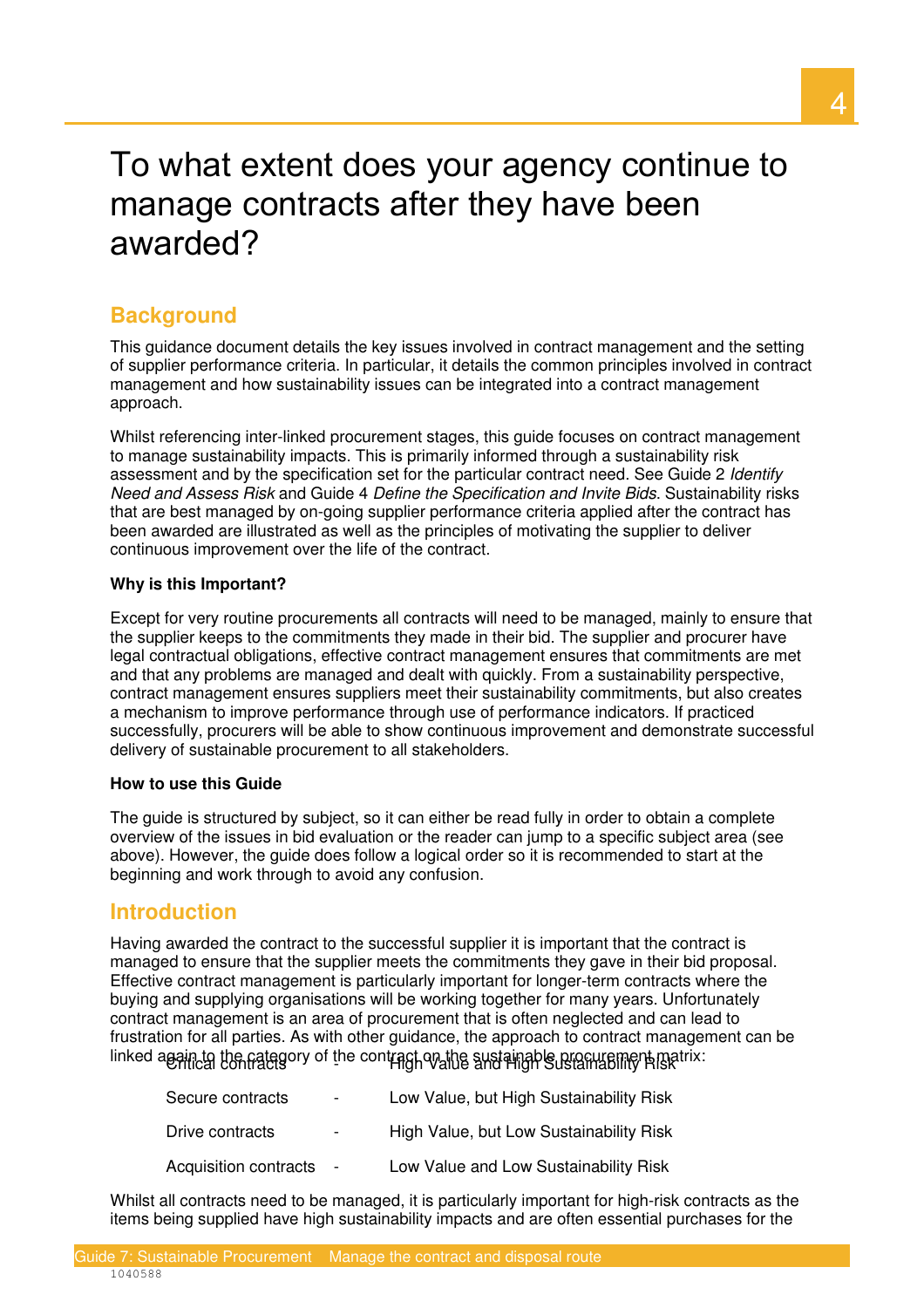# To what extent does your agency continue to manage contracts after they have been awarded?

## Background

This guidance document details the key issues involved in contract management and the setting of supplier performance criteria. In particular, it details the common principles involved in contract management and how sustainability issues can be integrated into a contract management approach.

Whilst referencing inter-linked procurement stages, this guide focuses on contract management to manage sustainability impacts. This is primarily informed through a sustainability risk assessment and by the specification set for the particular contract need. See Guide 2 *Identify Need and Assess Risk* and Guide 4 *Define the Specification and Invite Bids*. Sustainability risks that are best managed by on-going supplier performance criteria applied after the contract has been awarded are illustrated as well as the principles of motivating the supplier to deliver continuous improvement over the life of the contract.

**Why is this Important?**

Except for very routine procurements all contracts will need to be managed, mainly to ensure that the supplier keeps to the commitments they made in their bid. The supplier and procurer have legal contractual obligations, effective contract management ensures that commitments are met and that any problems are managed and dealt with quickly. From a sustainability perspective, contract management ensures suppliers meet their sustainability commitments, but also creates a mechanism to improve performance through use of performance indicators. If practiced successfully, procurers will be able to show continuous improvement and demonstrate successful delivery of sustainable procurement to all stakeholders.

**How to use this Guide**

The guide is structured by subject, so it can either be read fully in order to obtain a complete overview of the issues in bid evaluation or the reader can jump to a specific subject area (see above). However, the guide does follow a logical order so it is recommended to start at the beginning and work through to avoid any confusion.

## Introduction

Having awarded the contract to the successful supplier it is important that the contract is managed to ensure that the supplier meets the commitments they gave in their bid proposal. Effective contract management is particularly important for longer-term contracts where the buying and supplying organisations will be working together for many years. Unfortunately contract management is an area of procurement that is often neglected and can lead to frustration for all parties. As with other guidance, the approach to contract management can be linked again to the category of the contract on the sustainable procurement matrix:

| | | |
|---|---|---|
| Critical contracts | - | High Value and High Sustainability Risk |
| Secure contracts | - | Low Value, but High Sustainability Risk |
| Drive contracts | - | High Value, but Low Sustainability Risk |
| Acquisition contracts | - | Low Value and Low Sustainability Risk |

Whilst all contracts need to be managed, it is particularly important for high-risk contracts as the items being supplied have high sustainability impacts and are often essential purchases for the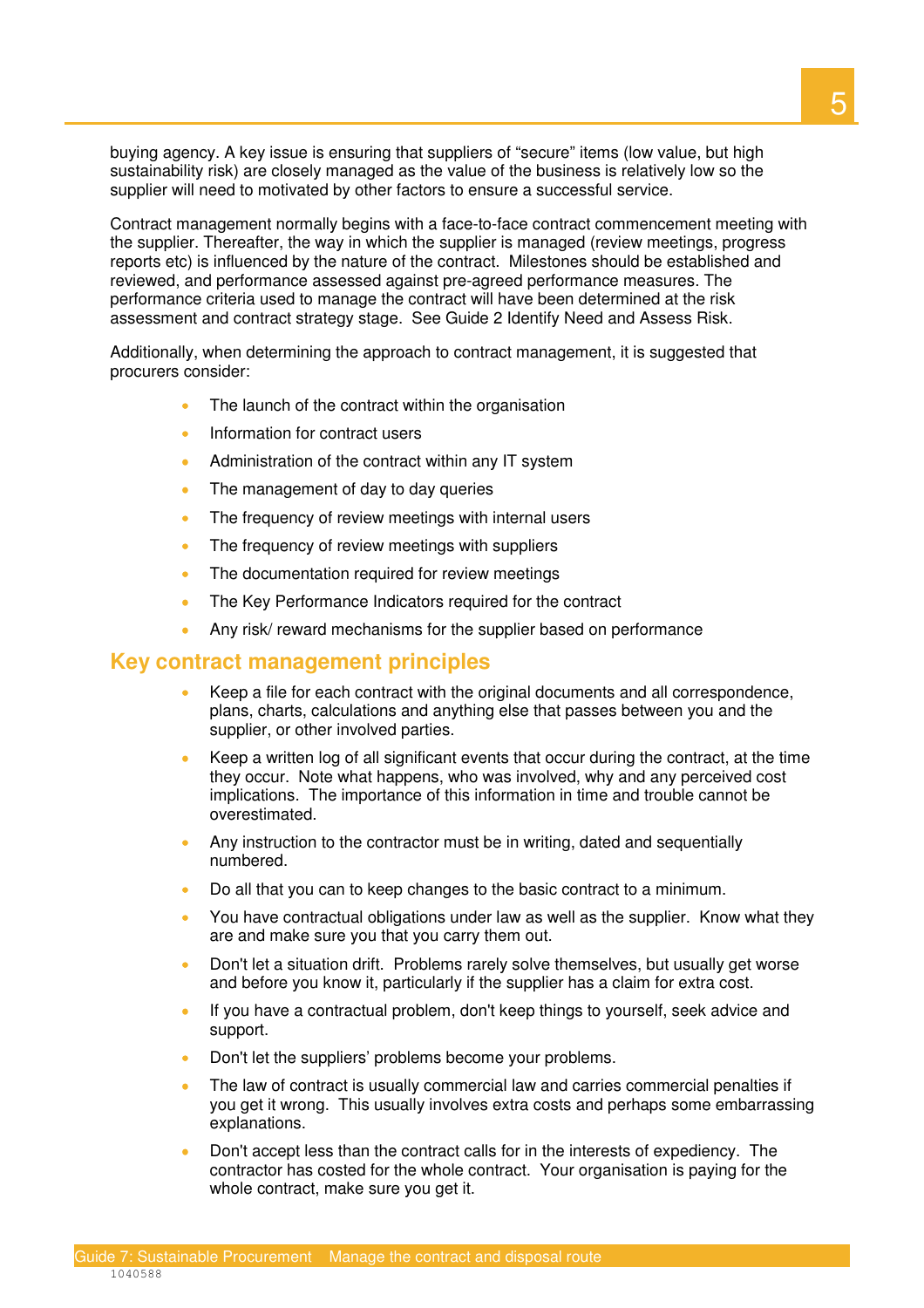buying agency. A key issue is ensuring that suppliers of "secure" items (low value, but high sustainability risk) are closely managed as the value of the business is relatively low so the supplier will need to motivated by other factors to ensure a successful service.

Contract management normally begins with a face-to-face contract commencement meeting with the supplier. Thereafter, the way in which the supplier is managed (review meetings, progress reports etc) is influenced by the nature of the contract. Milestones should be established and reviewed, and performance assessed against pre-agreed performance measures. The performance criteria used to manage the contract will have been determined at the risk assessment and contract strategy stage. See Guide 2 Identify Need and Assess Risk.

Additionally, when determining the approach to contract management, it is suggested that procurers consider:

- The launch of the contract within the organisation
- Information for contract users
- Administration of the contract within any IT system
- The management of day to day queries
- The frequency of review meetings with internal users
- The frequency of review meetings with suppliers
- The documentation required for review meetings
- The Key Performance Indicators required for the contract
- Any risk/ reward mechanisms for the supplier based on performance

## Key contract management principles

- Keep a file for each contract with the original documents and all correspondence, plans, charts, calculations and anything else that passes between you and the supplier, or other involved parties.
- Keep a written log of all significant events that occur during the contract, at the time they occur. Note what happens, who was involved, why and any perceived cost implications. The importance of this information in time and trouble cannot be overestimated.
- Any instruction to the contractor must be in writing, dated and sequentially numbered.
- Do all that you can to keep changes to the basic contract to a minimum.
- You have contractual obligations under law as well as the supplier. Know what they are and make sure you that you carry them out.
- Don't let a situation drift. Problems rarely solve themselves, but usually get worse and before you know it, particularly if the supplier has a claim for extra cost.
- If you have a contractual problem, don't keep things to yourself, seek advice and support.
- Don't let the suppliers' problems become your problems.
- The law of contract is usually commercial law and carries commercial penalties if you get it wrong. This usually involves extra costs and perhaps some embarrassing explanations.
- Don't accept less than the contract calls for in the interests of expediency. The contractor has costed for the whole contract. Your organisation is paying for the whole contract, make sure you get it.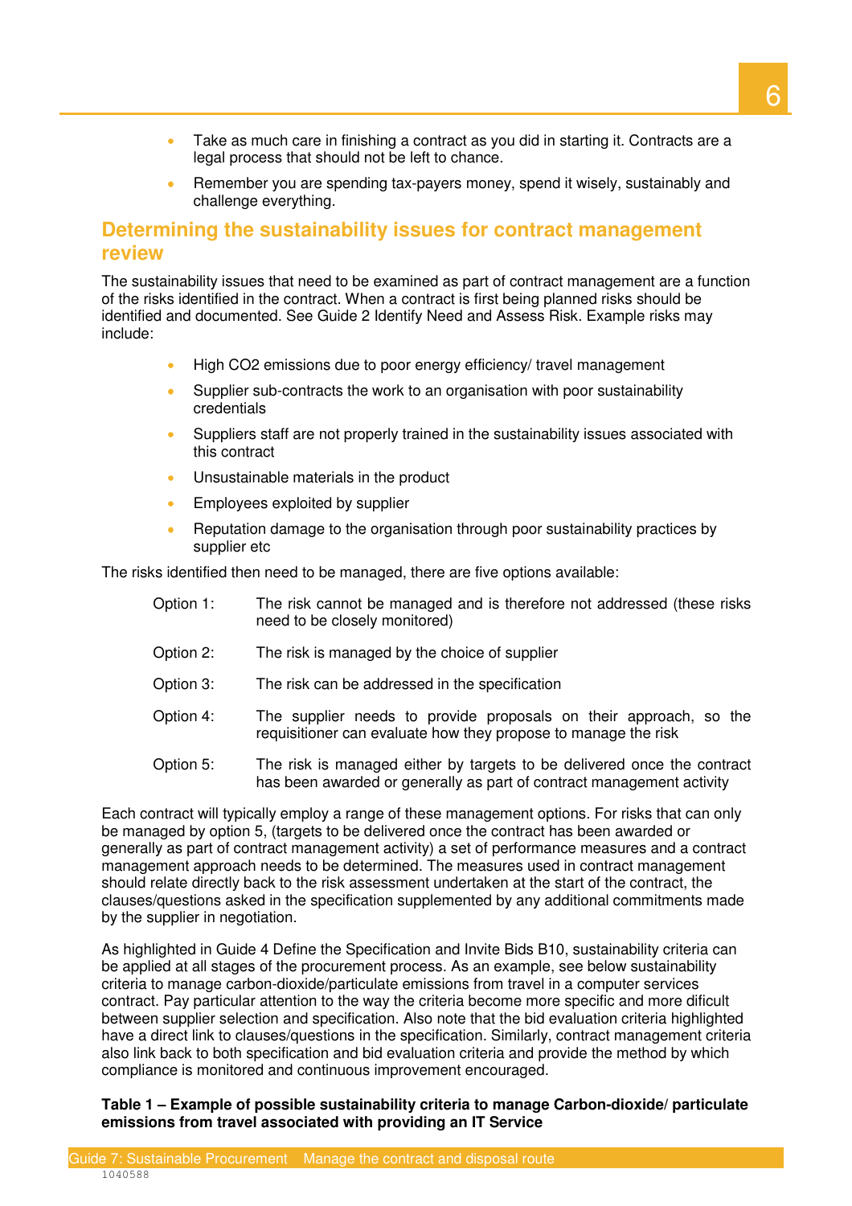- Take as much care in finishing a contract as you did in starting it. Contracts are a legal process that should not be left to chance.
- Remember you are spending tax-payers money, spend it wisely, sustainably and challenge everything.

## Determining the sustainability issues for contract management review

The sustainability issues that need to be examined as part of contract management are a function of the risks identified in the contract. When a contract is first being planned risks should be identified and documented. See Guide 2 Identify Need and Assess Risk. Example risks may include:

- High CO2 emissions due to poor energy efficiency/ travel management
- Supplier sub-contracts the work to an organisation with poor sustainability credentials
- Suppliers staff are not properly trained in the sustainability issues associated with this contract
- Unsustainable materials in the product
- Employees exploited by supplier
- Reputation damage to the organisation through poor sustainability practices by supplier etc

The risks identified then need to be managed, there are five options available:

Option 1: The risk cannot be managed and is therefore not addressed (these risks need to be closely monitored)

Option 2: The risk is managed by the choice of supplier

Option 3: The risk can be addressed in the specification

Option 4: The supplier needs to provide proposals on their approach, so the requisitioner can evaluate how they propose to manage the risk

Option 5: The risk is managed either by targets to be delivered once the contract has been awarded or generally as part of contract management activity

Each contract will typically employ a range of these management options. For risks that can only be managed by option 5, (targets to be delivered once the contract has been awarded or generally as part of contract management activity) a set of performance measures and a contract management approach needs to be determined. The measures used in contract management should relate directly back to the risk assessment undertaken at the start of the contract, the clauses/questions asked in the specification supplemented by any additional commitments made by the supplier in negotiation.

As highlighted in Guide 4 Define the Specification and Invite Bids B10, sustainability criteria can be applied at all stages of the procurement process. As an example, see below sustainability criteria to manage carbon-dioxide/particulate emissions from travel in a computer services contract. Pay particular attention to the way the criteria become more specific and more dificult between supplier selection and specification. Also note that the bid evaluation criteria highlighted have a direct link to clauses/questions in the specification. Similarly, contract management criteria also link back to both specification and bid evaluation criteria and provide the method by which compliance is monitored and continuous improvement encouraged.

**Table 1 – Example of possible sustainability criteria to manage Carbon-dioxide/ particulate emissions from travel associated with providing an IT Service**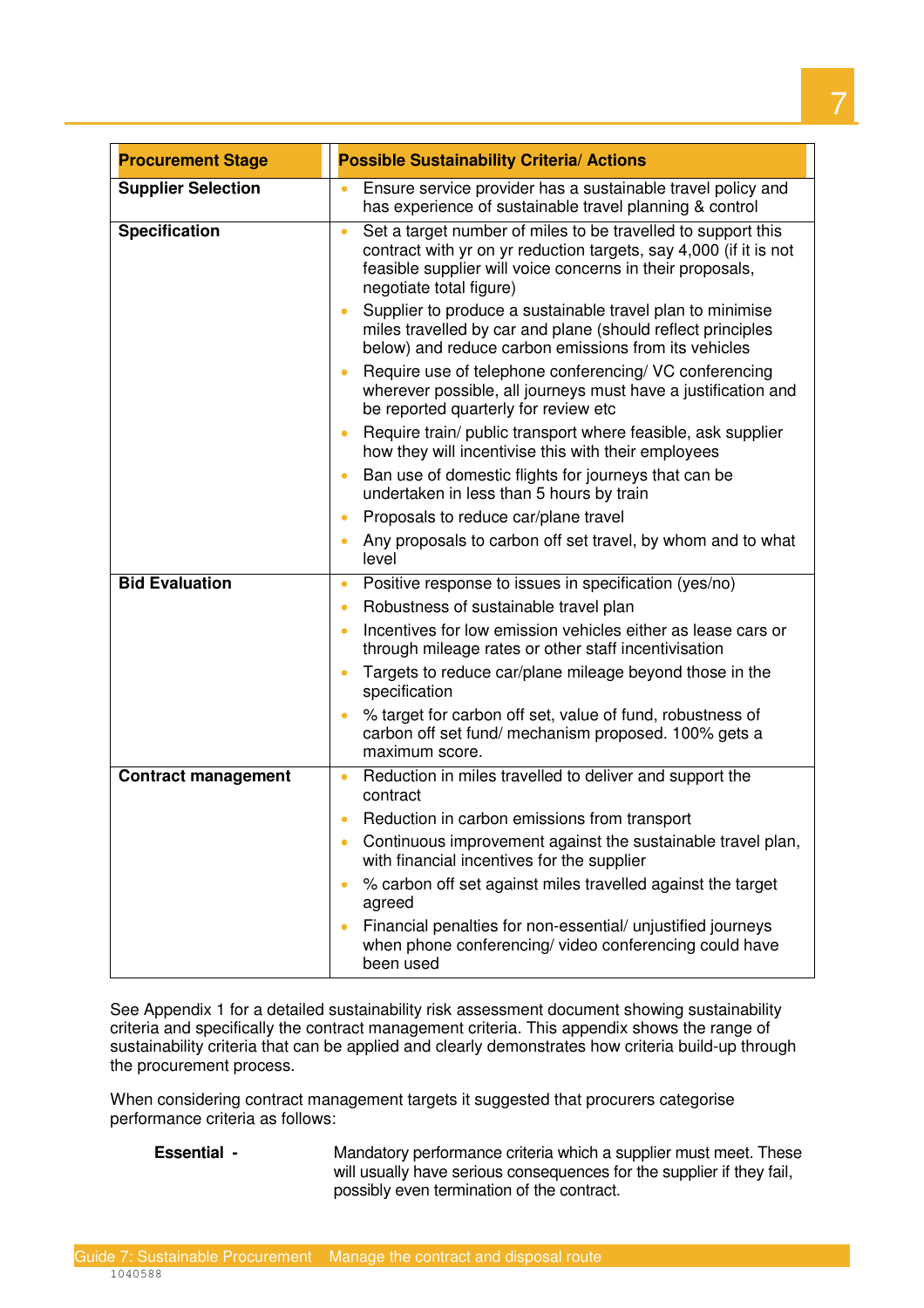| Procurement Stage | Possible Sustainability Criteria/ Actions |
| --- | --- |
| **Supplier Selection** | • Ensure service provider has a sustainable travel policy and has experience of sustainable travel planning & control |
| **Specification** | • Set a target number of miles to be travelled to support this contract with yr on yr reduction targets, say 4,000 (if it is not feasible supplier will voice concerns in their proposals, negotiate total figure)<br>• Supplier to produce a sustainable travel plan to minimise miles travelled by car and plane (should reflect principles below) and reduce carbon emissions from its vehicles<br>• Require use of telephone conferencing/ VC conferencing wherever possible, all journeys must have a justification and be reported quarterly for review etc<br>• Require train/ public transport where feasible, ask supplier how they will incentivise this with their employees<br>• Ban use of domestic flights for journeys that can be undertaken in less than 5 hours by train<br>• Proposals to reduce car/plane travel<br>• Any proposals to carbon off set travel, by whom and to what level |
| **Bid Evaluation** | • Positive response to issues in specification (yes/no)<br>• Robustness of sustainable travel plan<br>• Incentives for low emission vehicles either as lease cars or through mileage rates or other staff incentivisation<br>• Targets to reduce car/plane mileage beyond those in the specification<br>• % target for carbon off set, value of fund, robustness of carbon off set fund/ mechanism proposed. 100% gets a maximum score. |
| **Contract management** | • Reduction in miles travelled to deliver and support the contract<br>• Reduction in carbon emissions from transport<br>• Continuous improvement against the sustainable travel plan, with financial incentives for the supplier<br>• % carbon off set against miles travelled against the target agreed<br>• Financial penalties for non-essential/ unjustified journeys when phone conferencing/ video conferencing could have been used |

See Appendix 1 for a detailed sustainability risk assessment document showing sustainability criteria and specifically the contract management criteria. This appendix shows the range of sustainability criteria that can be applied and clearly demonstrates how criteria build-up through the procurement process.

When considering contract management targets it suggested that procurers categorise performance criteria as follows:

**Essential -** Mandatory performance criteria which a supplier must meet. These will usually have serious consequences for the supplier if they fail, possibly even termination of the contract.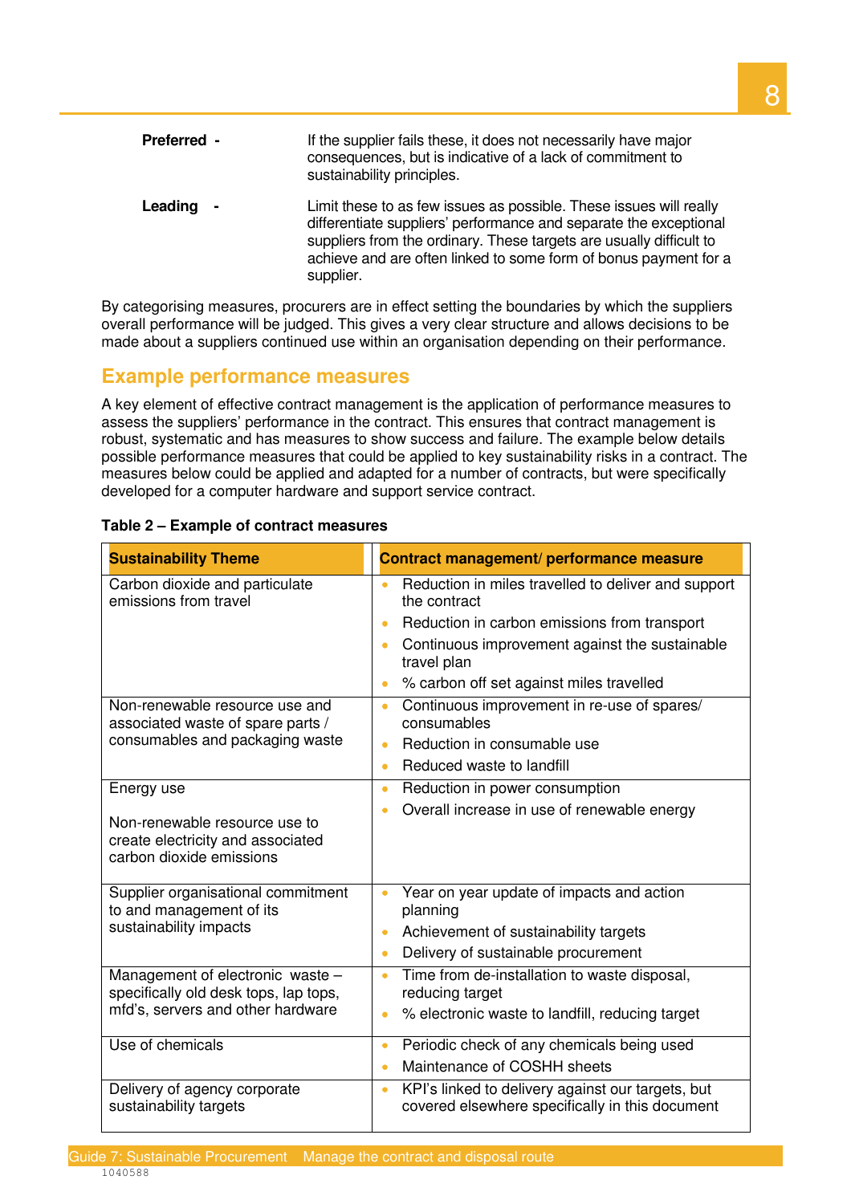**Preferred -** If the supplier fails these, it does not necessarily have major consequences, but is indicative of a lack of commitment to sustainability principles.

**Leading -** Limit these to as few issues as possible. These issues will really differentiate suppliers' performance and separate the exceptional suppliers from the ordinary. These targets are usually difficult to achieve and are often linked to some form of bonus payment for a supplier.

By categorising measures, procurers are in effect setting the boundaries by which the suppliers overall performance will be judged. This gives a very clear structure and allows decisions to be made about a suppliers continued use within an organisation depending on their performance.

## Example performance measures

A key element of effective contract management is the application of performance measures to assess the suppliers' performance in the contract. This ensures that contract management is robust, systematic and has measures to show success and failure. The example below details possible performance measures that could be applied to key sustainability risks in a contract. The measures below could be applied and adapted for a number of contracts, but were specifically developed for a computer hardware and support service contract.

**Table 2 – Example of contract measures**

| Sustainability Theme | Contract management/ performance measure |
|---|---|
| Carbon dioxide and particulate emissions from travel | • Reduction in miles travelled to deliver and support the contract<br>• Reduction in carbon emissions from transport<br>• Continuous improvement against the sustainable travel plan<br>• % carbon off set against miles travelled |
| Non-renewable resource use and associated waste of spare parts / consumables and packaging waste | • Continuous improvement in re-use of spares/ consumables<br>• Reduction in consumable use<br>• Reduced waste to landfill |
| Energy use<br><br>Non-renewable resource use to create electricity and associated carbon dioxide emissions | • Reduction in power consumption<br>• Overall increase in use of renewable energy |
| Supplier organisational commitment to and management of its sustainability impacts | • Year on year update of impacts and action planning<br>• Achievement of sustainability targets<br>• Delivery of sustainable procurement |
| Management of electronic waste – specifically old desk tops, lap tops, mfd's, servers and other hardware | • Time from de-installation to waste disposal, reducing target<br>• % electronic waste to landfill, reducing target |
| Use of chemicals | • Periodic check of any chemicals being used<br>• Maintenance of COSHH sheets |
| Delivery of agency corporate sustainability targets | • KPI's linked to delivery against our targets, but covered elsewhere specifically in this document |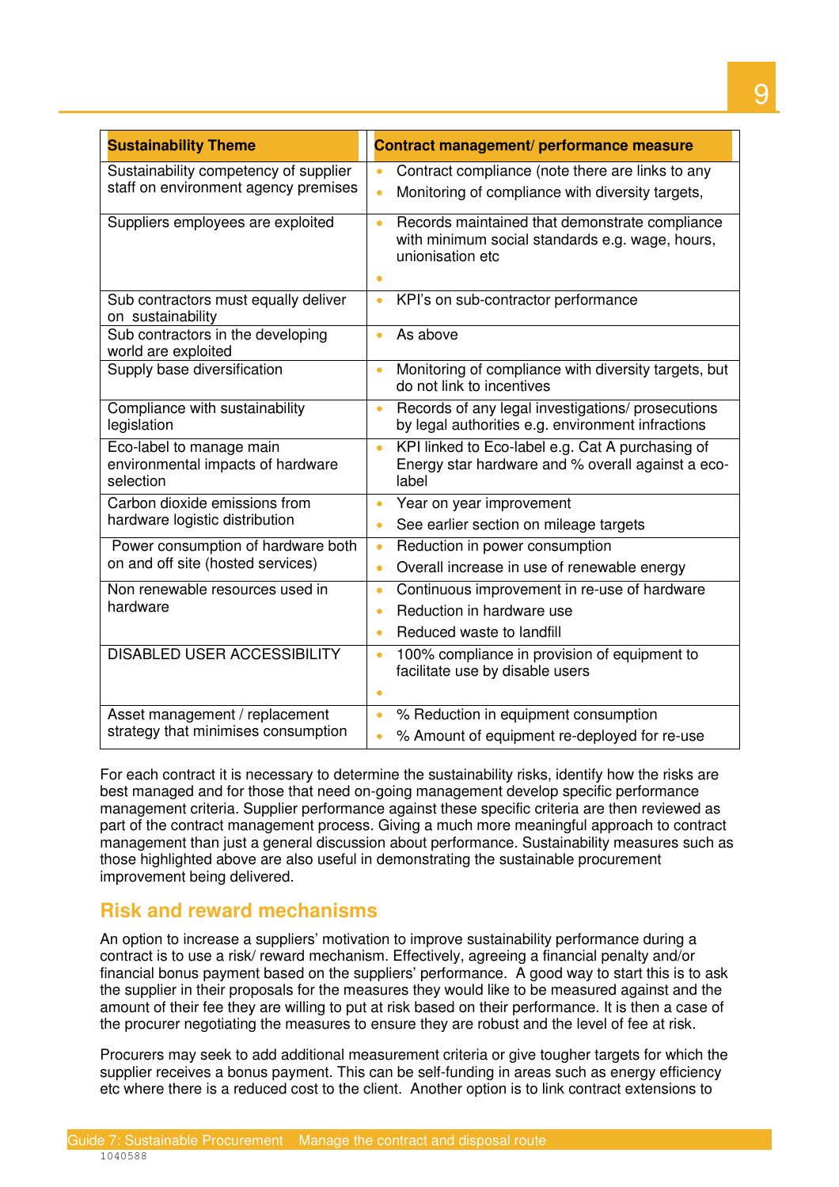| Sustainability Theme | Contract management/ performance measure |
|---|---|
| Sustainability competency of supplier staff on environment agency premises | • Contract compliance (note there are links to any<br>• Monitoring of compliance with diversity targets, |
| Suppliers employees are exploited | • Records maintained that demonstrate compliance with minimum social standards e.g. wage, hours, unionisation etc<br>• |
| Sub contractors must equally deliver on sustainability | • KPI's on sub-contractor performance |
| Sub contractors in the developing world are exploited | • As above |
| Supply base diversification | • Monitoring of compliance with diversity targets, but do not link to incentives |
| Compliance with sustainability legislation | • Records of any legal investigations/ prosecutions by legal authorities e.g. environment infractions |
| Eco-label to manage main environmental impacts of hardware selection | • KPI linked to Eco-label e.g. Cat A purchasing of Energy star hardware and % overall against a eco-label |
| Carbon dioxide emissions from hardware logistic distribution | • Year on year improvement<br>• See earlier section on mileage targets |
| Power consumption of hardware both on and off site (hosted services) | • Reduction in power consumption<br>• Overall increase in use of renewable energy |
| Non renewable resources used in hardware | • Continuous improvement in re-use of hardware<br>• Reduction in hardware use<br>• Reduced waste to landfill |
| DISABLED USER ACCESSIBILITY | • 100% compliance in provision of equipment to facilitate use by disable users<br>• |
| Asset management / replacement strategy that minimises consumption | • % Reduction in equipment consumption<br>• % Amount of equipment re-deployed for re-use |

For each contract it is necessary to determine the sustainability risks, identify how the risks are best managed and for those that need on-going management develop specific performance management criteria. Supplier performance against these specific criteria are then reviewed as part of the contract management process. Giving a much more meaningful approach to contract management than just a general discussion about performance. Sustainability measures such as those highlighted above are also useful in demonstrating the sustainable procurement improvement being delivered.

## Risk and reward mechanisms

An option to increase a suppliers' motivation to improve sustainability performance during a contract is to use a risk/ reward mechanism. Effectively, agreeing a financial penalty and/or financial bonus payment based on the suppliers' performance. A good way to start this is to ask the supplier in their proposals for the measures they would like to be measured against and the amount of their fee they are willing to put at risk based on their performance. It is then a case of the procurer negotiating the measures to ensure they are robust and the level of fee at risk.

Procurers may seek to add additional measurement criteria or give tougher targets for which the supplier receives a bonus payment. This can be self-funding in areas such as energy efficiency etc where there is a reduced cost to the client. Another option is to link contract extensions to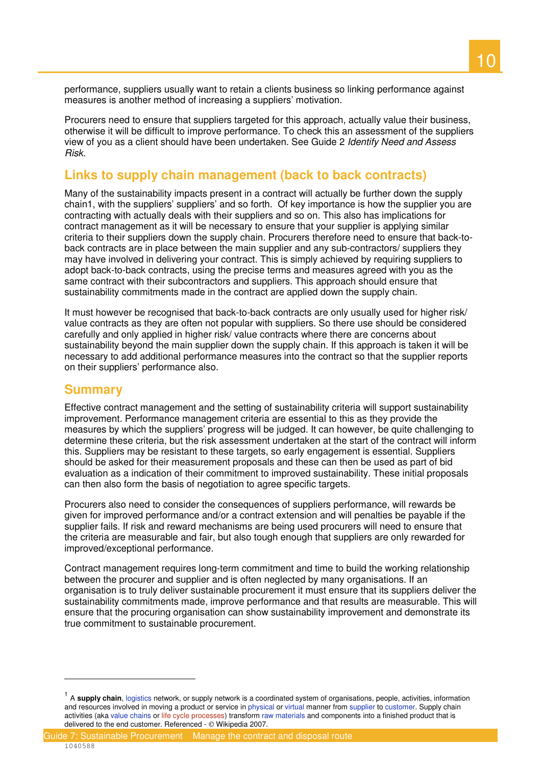performance, suppliers usually want to retain a clients business so linking performance against measures is another method of increasing a suppliers' motivation.

Procurers need to ensure that suppliers targeted for this approach, actually value their business, otherwise it will be difficult to improve performance. To check this an assessment of the suppliers view of you as a client should have been undertaken. See Guide 2 *Identify Need and Assess Risk.*

## Links to supply chain management (back to back contracts)

Many of the sustainability impacts present in a contract will actually be further down the supply chain[1], with the suppliers' suppliers' and so forth. Of key importance is how the supplier you are contracting with actually deals with their suppliers and so on. This also has implications for contract management as it will be necessary to ensure that your supplier is applying similar criteria to their suppliers down the supply chain. Procurers therefore need to ensure that back-to-back contracts are in place between the main supplier and any sub-contractors/ suppliers they may have involved in delivering your contract. This is simply achieved by requiring suppliers to adopt back-to-back contracts, using the precise terms and measures agreed with you as the same contract with their subcontractors and suppliers. This approach should ensure that sustainability commitments made in the contract are applied down the supply chain.

It must however be recognised that back-to-back contracts are only usually used for higher risk/ value contracts as they are often not popular with suppliers. So there use should be considered carefully and only applied in higher risk/ value contracts where there are concerns about sustainability beyond the main supplier down the supply chain. If this approach is taken it will be necessary to add additional performance measures into the contract so that the supplier reports on their suppliers' performance also.

## Summary

Effective contract management and the setting of sustainability criteria will support sustainability improvement. Performance management criteria are essential to this as they provide the measures by which the suppliers' progress will be judged. It can however, be quite challenging to determine these criteria, but the risk assessment undertaken at the start of the contract will inform this. Suppliers may be resistant to these targets, so early engagement is essential. Suppliers should be asked for their measurement proposals and these can then be used as part of bid evaluation as a indication of their commitment to improved sustainability. These initial proposals can then also form the basis of negotiation to agree specific targets.

Procurers also need to consider the consequences of suppliers performance, will rewards be given for improved performance and/or a contract extension and will penalties be payable if the supplier fails. If risk and reward mechanisms are being used procurers will need to ensure that the criteria are measurable and fair, but also tough enough that suppliers are only rewarded for improved/exceptional performance.

Contract management requires long-term commitment and time to build the working relationship between the procurer and supplier and is often neglected by many organisations. If an organisation is to truly deliver sustainable procurement it must ensure that its suppliers deliver the sustainability commitments made, improve performance and that results are measurable. This will ensure that the procuring organisation can show sustainability improvement and demonstrate its true commitment to sustainable procurement.

---

[1] A **supply chain**, logistics network, or supply network is a coordinated system of organisations, people, activities, information and resources involved in moving a product or service in physical or virtual manner from supplier to customer. Supply chain activities (aka value chains or life cycle processes) transform raw materials and components into a finished product that is delivered to the end customer. Referenced - © Wikipedia 2007.